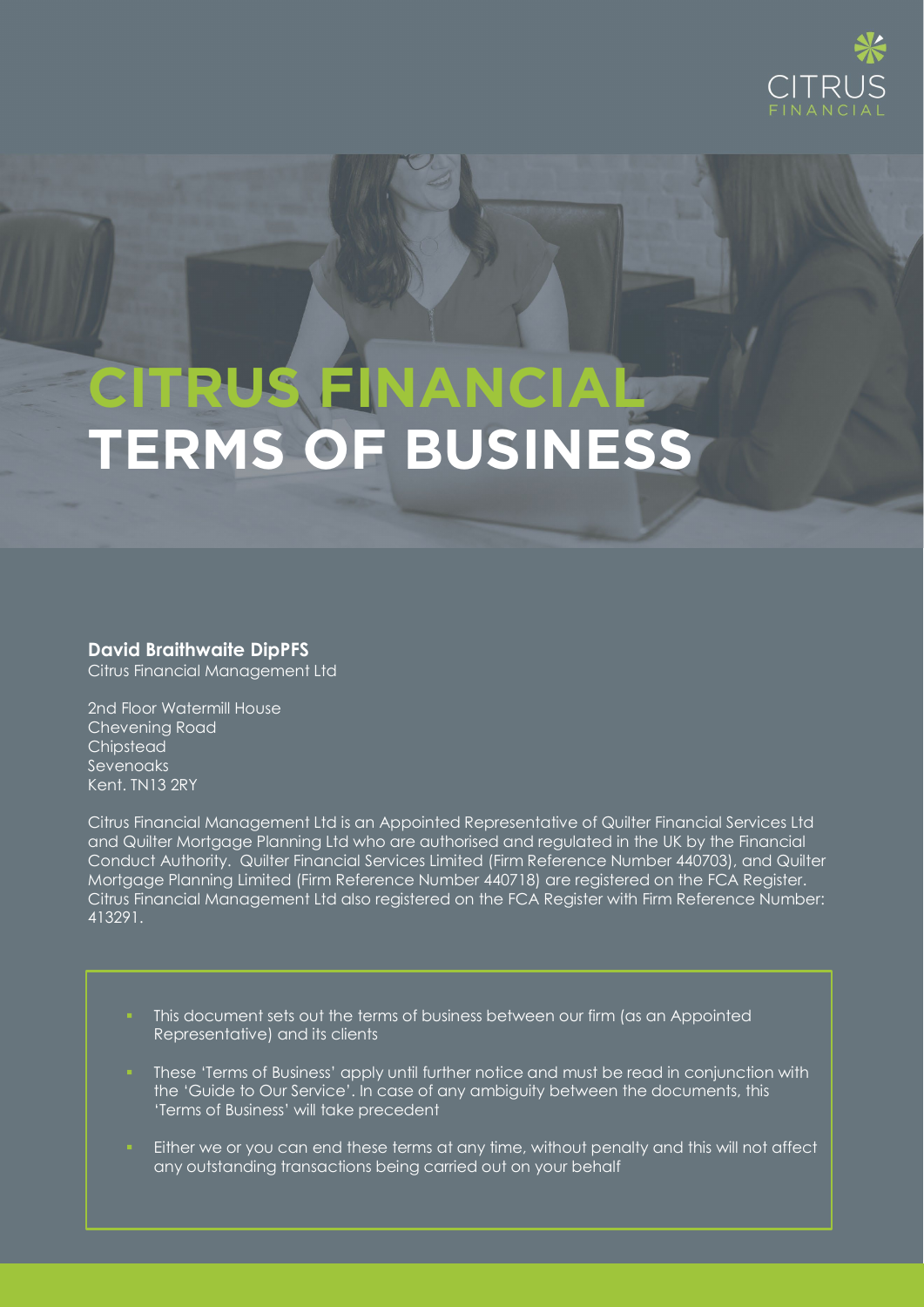CITRUS
FINANCIAL

# CITRUS FINANCIAL TERMS OF BUSINESS

**David Braithwaite DipPFS**
Citrus Financial Management Ltd

2nd Floor Watermill House
Chevening Road
Chipstead
Sevenoaks
Kent. TN13 2RY

Citrus Financial Management Ltd is an Appointed Representative of Quilter Financial Services Ltd and Quilter Mortgage Planning Ltd who are authorised and regulated in the UK by the Financial Conduct Authority. Quilter Financial Services Limited (Firm Reference Number 440703), and Quilter Mortgage Planning Limited (Firm Reference Number 440718) are registered on the FCA Register. Citrus Financial Management Ltd also registered on the FCA Register with Firm Reference Number: 413291.

- This document sets out the terms of business between our firm (as an Appointed Representative) and its clients
- These 'Terms of Business' apply until further notice and must be read in conjunction with the 'Guide to Our Service'. In case of any ambiguity between the documents, this 'Terms of Business' will take precedent
- Either we or you can end these terms at any time, without penalty and this will not affect any outstanding transactions being carried out on your behalf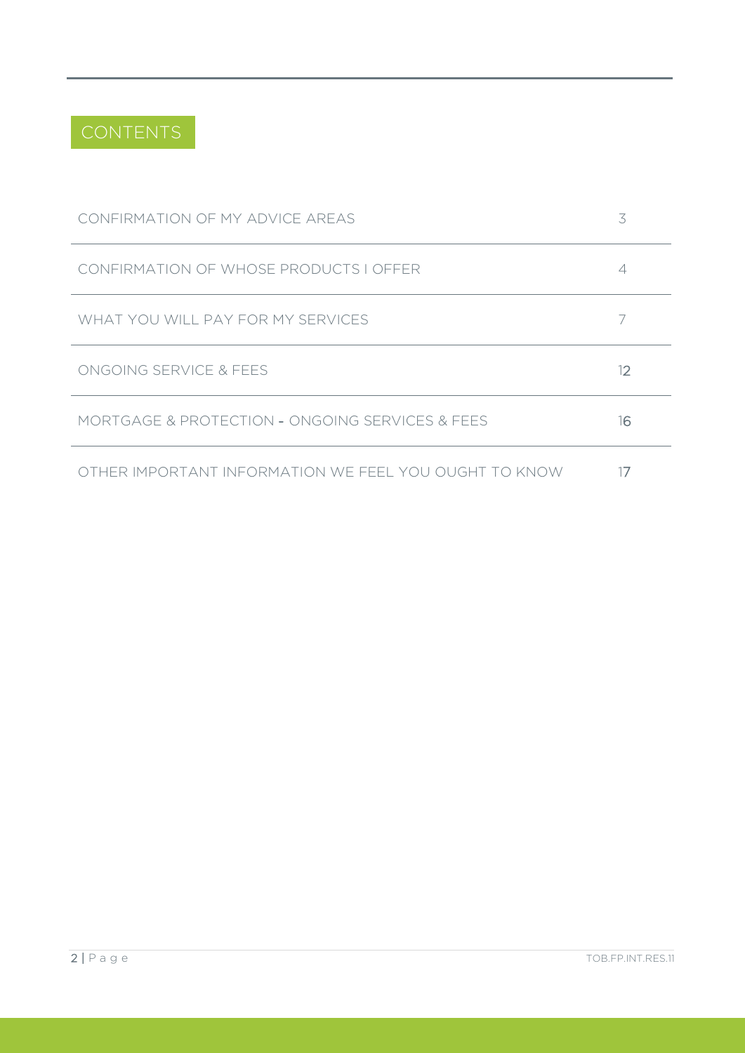# CONTENTS

| | |
|---|---|
| CONFIRMATION OF MY ADVICE AREAS | 3 |
| CONFIRMATION OF WHOSE PRODUCTS I OFFER | 4 |
| WHAT YOU WILL PAY FOR MY SERVICES | 7 |
| ONGOING SERVICE & FEES | 12 |
| MORTGAGE & PROTECTION - ONGOING SERVICES & FEES | 16 |
| OTHER IMPORTANT INFORMATION WE FEEL YOU OUGHT TO KNOW | 17 |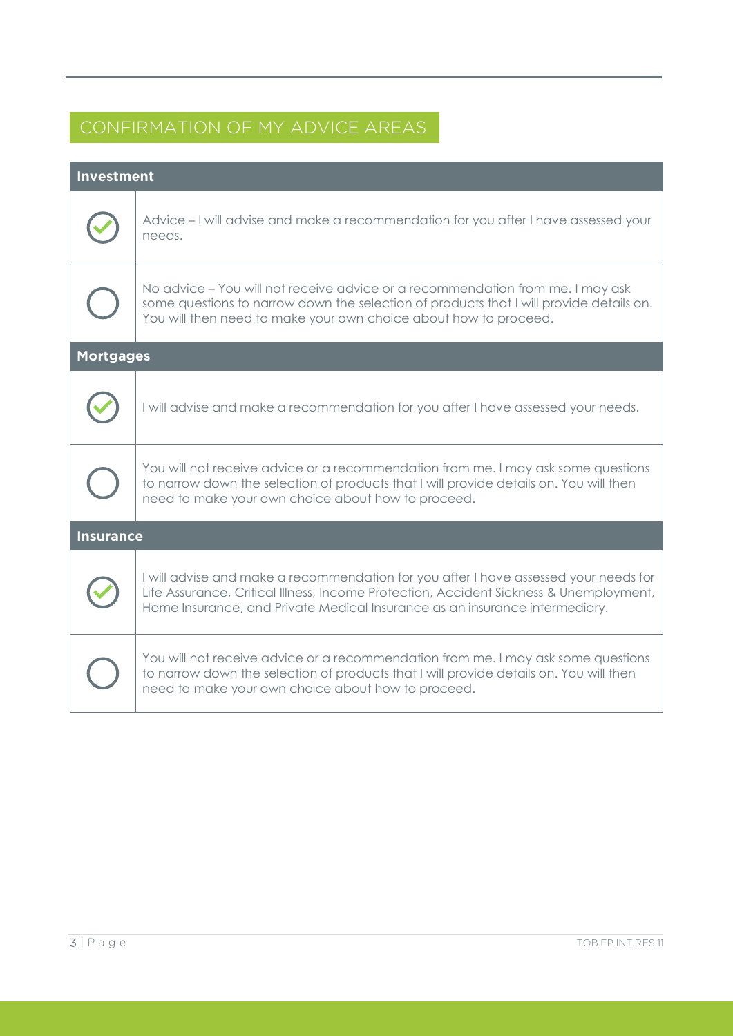## CONFIRMATION OF MY ADVICE AREAS

| Investment | |
|---|---|
| ☑ | Advice – I will advise and make a recommendation for you after I have assessed your needs. |
| ○ | No advice – You will not receive advice or a recommendation from me. I may ask some questions to narrow down the selection of products that I will provide details on. You will then need to make your own choice about how to proceed. |
| **Mortgages** | |
| ☑ | I will advise and make a recommendation for you after I have assessed your needs. |
| ○ | You will not receive advice or a recommendation from me. I may ask some questions to narrow down the selection of products that I will provide details on. You will then need to make your own choice about how to proceed. |
| **Insurance** | |
| ☑ | I will advise and make a recommendation for you after I have assessed your needs for Life Assurance, Critical Illness, Income Protection, Accident Sickness & Unemployment, Home Insurance, and Private Medical Insurance as an insurance intermediary. |
| ○ | You will not receive advice or a recommendation from me. I may ask some questions to narrow down the selection of products that I will provide details on. You will then need to make your own choice about how to proceed. |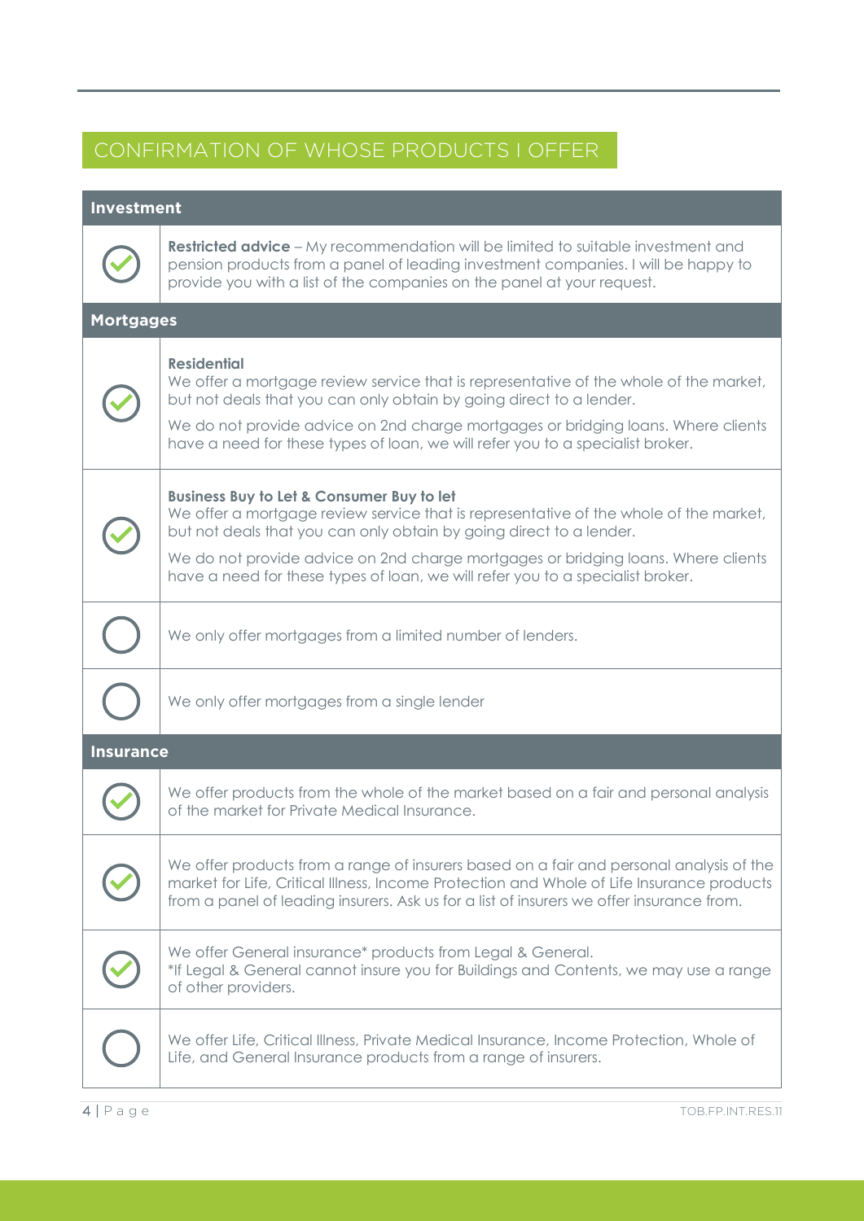## CONFIRMATION OF WHOSE PRODUCTS I OFFER

| Investment | |
|---|---|
| ✓ | **Restricted advice** – My recommendation will be limited to suitable investment and pension products from a panel of leading investment companies. I will be happy to provide you with a list of the companies on the panel at your request. |
| **Mortgages** | |
| ✓ | **Residential**<br>We offer a mortgage review service that is representative of the whole of the market, but not deals that you can only obtain by going direct to a lender.<br>We do not provide advice on 2nd charge mortgages or bridging loans. Where clients have a need for these types of loan, we will refer you to a specialist broker. |
| ✓ | **Business Buy to Let & Consumer Buy to let**<br>We offer a mortgage review service that is representative of the whole of the market, but not deals that you can only obtain by going direct to a lender.<br>We do not provide advice on 2nd charge mortgages or bridging loans. Where clients have a need for these types of loan, we will refer you to a specialist broker. |
| ○ | We only offer mortgages from a limited number of lenders. |
| ○ | We only offer mortgages from a single lender |
| **Insurance** | |
| ✓ | We offer products from the whole of the market based on a fair and personal analysis of the market for Private Medical Insurance. |
| ✓ | We offer products from a range of insurers based on a fair and personal analysis of the market for Life, Critical Illness, Income Protection and Whole of Life Insurance products from a panel of leading insurers. Ask us for a list of insurers we offer insurance from. |
| ✓ | We offer General insurance* products from Legal & General.<br>*If Legal & General cannot insure you for Buildings and Contents, we may use a range of other providers. |
| ○ | We offer Life, Critical Illness, Private Medical Insurance, Income Protection, Whole of Life, and General Insurance products from a range of insurers. |

TOB.FP.INT.RES.11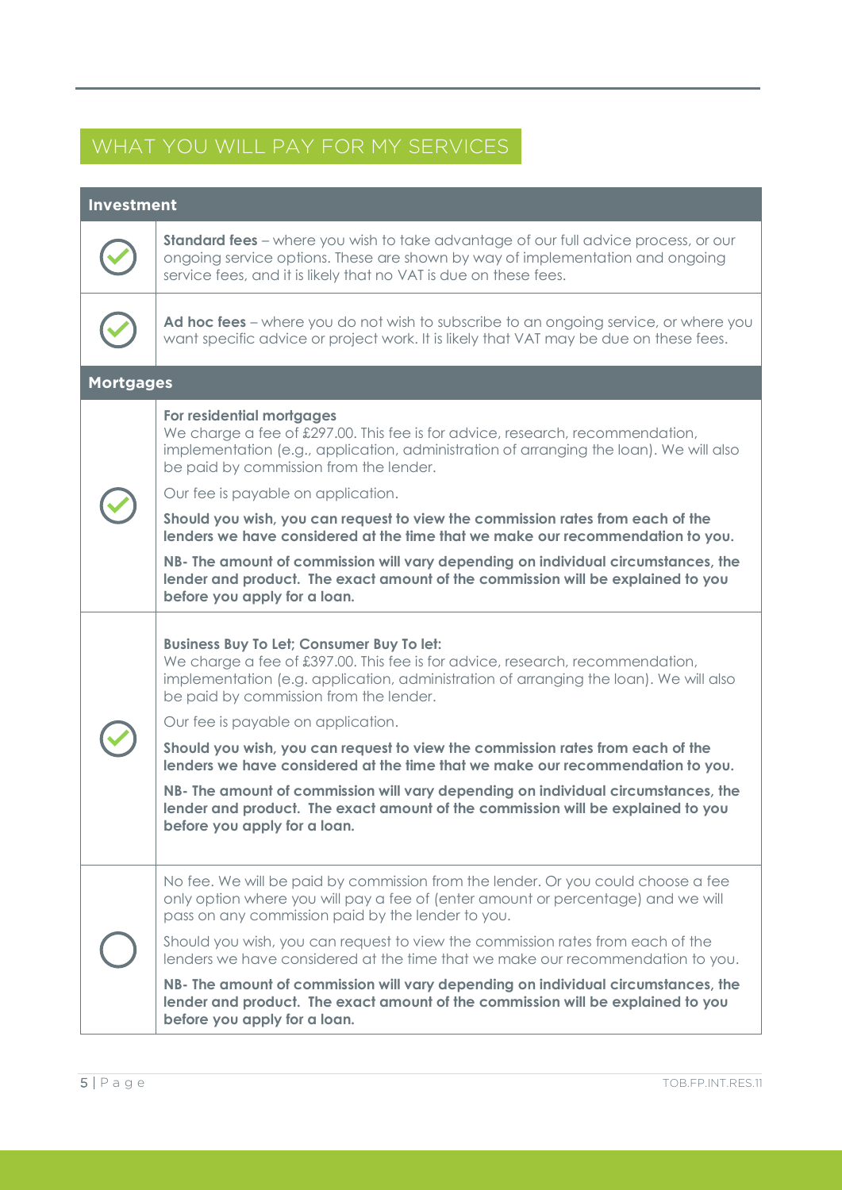## WHAT YOU WILL PAY FOR MY SERVICES

| Investment | |
|---|---|
| ✓ | **Standard fees** – where you wish to take advantage of our full advice process, or our ongoing service options. These are shown by way of implementation and ongoing service fees, and it is likely that no VAT is due on these fees. |
| ✓ | **Ad hoc fees** – where you do not wish to subscribe to an ongoing service, or where you want specific advice or project work. It is likely that VAT may be due on these fees. |
| **Mortgages** | |
| ✓ | **For residential mortgages**<br>We charge a fee of £297.00. This fee is for advice, research, recommendation, implementation (e.g., application, administration of arranging the loan). We will also be paid by commission from the lender.<br>Our fee is payable on application.<br>**Should you wish, you can request to view the commission rates from each of the lenders we have considered at the time that we make our recommendation to you.**<br>**NB- The amount of commission will vary depending on individual circumstances, the lender and product. The exact amount of the commission will be explained to you before you apply for a loan.** |
| ✓ | **Business Buy To Let; Consumer Buy To let:**<br>We charge a fee of £397.00. This fee is for advice, research, recommendation, implementation (e.g. application, administration of arranging the loan). We will also be paid by commission from the lender.<br>Our fee is payable on application.<br>**Should you wish, you can request to view the commission rates from each of the lenders we have considered at the time that we make our recommendation to you.**<br>**NB- The amount of commission will vary depending on individual circumstances, the lender and product. The exact amount of the commission will be explained to you before you apply for a loan.** |
| ○ | No fee. We will be paid by commission from the lender. Or you could choose a fee only option where you will pay a fee of (enter amount or percentage) and we will pass on any commission paid by the lender to you.<br>Should you wish, you can request to view the commission rates from each of the lenders we have considered at the time that we make our recommendation to you.<br>**NB- The amount of commission will vary depending on individual circumstances, the lender and product. The exact amount of the commission will be explained to you before you apply for a loan.** |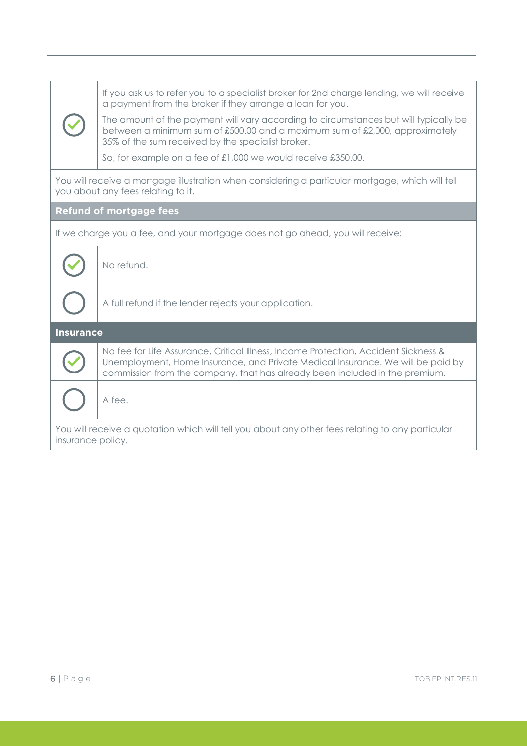| | |
|---|---|
| ☑ | If you ask us to refer you to a specialist broker for 2nd charge lending, we will receive a payment from the broker if they arrange a loan for you.<br><br>The amount of the payment will vary according to circumstances but will typically be between a minimum sum of £500.00 and a maximum sum of £2,000, approximately 35% of the sum received by the specialist broker.<br><br>So, for example on a fee of £1,000 we would receive £350.00. |

You will receive a mortgage illustration when considering a particular mortgage, which will tell you about any fees relating to it.

**Refund of mortgage fees**

If we charge you a fee, and your mortgage does not go ahead, you will receive:

| | |
|---|---|
| ☑ | No refund. |
| ☐ | A full refund if the lender rejects your application. |

**Insurance**

| | |
|---|---|
| ☑ | No fee for Life Assurance, Critical Illness, Income Protection, Accident Sickness & Unemployment, Home Insurance, and Private Medical Insurance. We will be paid by commission from the company, that has already been included in the premium. |
| ☐ | A fee. |

You will receive a quotation which will tell you about any other fees relating to any particular insurance policy.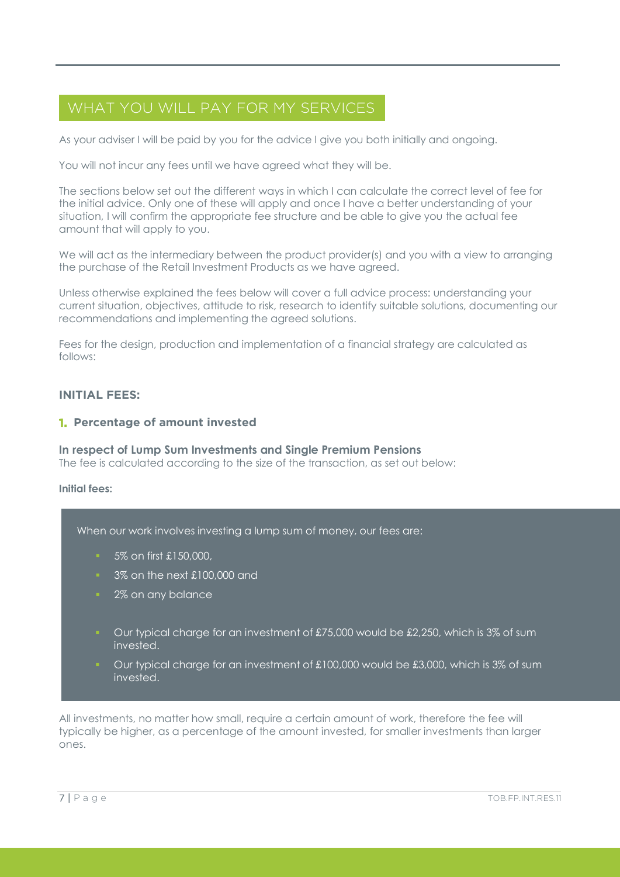## WHAT YOU WILL PAY FOR MY SERVICES

As your adviser I will be paid by you for the advice I give you both initially and ongoing.

You will not incur any fees until we have agreed what they will be.

The sections below set out the different ways in which I can calculate the correct level of fee for the initial advice. Only one of these will apply and once I have a better understanding of your situation, I will confirm the appropriate fee structure and be able to give you the actual fee amount that will apply to you.

We will act as the intermediary between the product provider(s) and you with a view to arranging the purchase of the Retail Investment Products as we have agreed.

Unless otherwise explained the fees below will cover a full advice process: understanding your current situation, objectives, attitude to risk, research to identify suitable solutions, documenting our recommendations and implementing the agreed solutions.

Fees for the design, production and implementation of a financial strategy are calculated as follows:

### INITIAL FEES:

#### 1. Percentage of amount invested

**In respect of Lump Sum Investments and Single Premium Pensions**
The fee is calculated according to the size of the transaction, as set out below:

**Initial fees:**

When our work involves investing a lump sum of money, our fees are:

- 5% on first £150,000,
- 3% on the next £100,000 and
- 2% on any balance

- Our typical charge for an investment of £75,000 would be £2,250, which is 3% of sum invested.
- Our typical charge for an investment of £100,000 would be £3,000, which is 3% of sum invested.

All investments, no matter how small, require a certain amount of work, therefore the fee will typically be higher, as a percentage of the amount invested, for smaller investments than larger ones.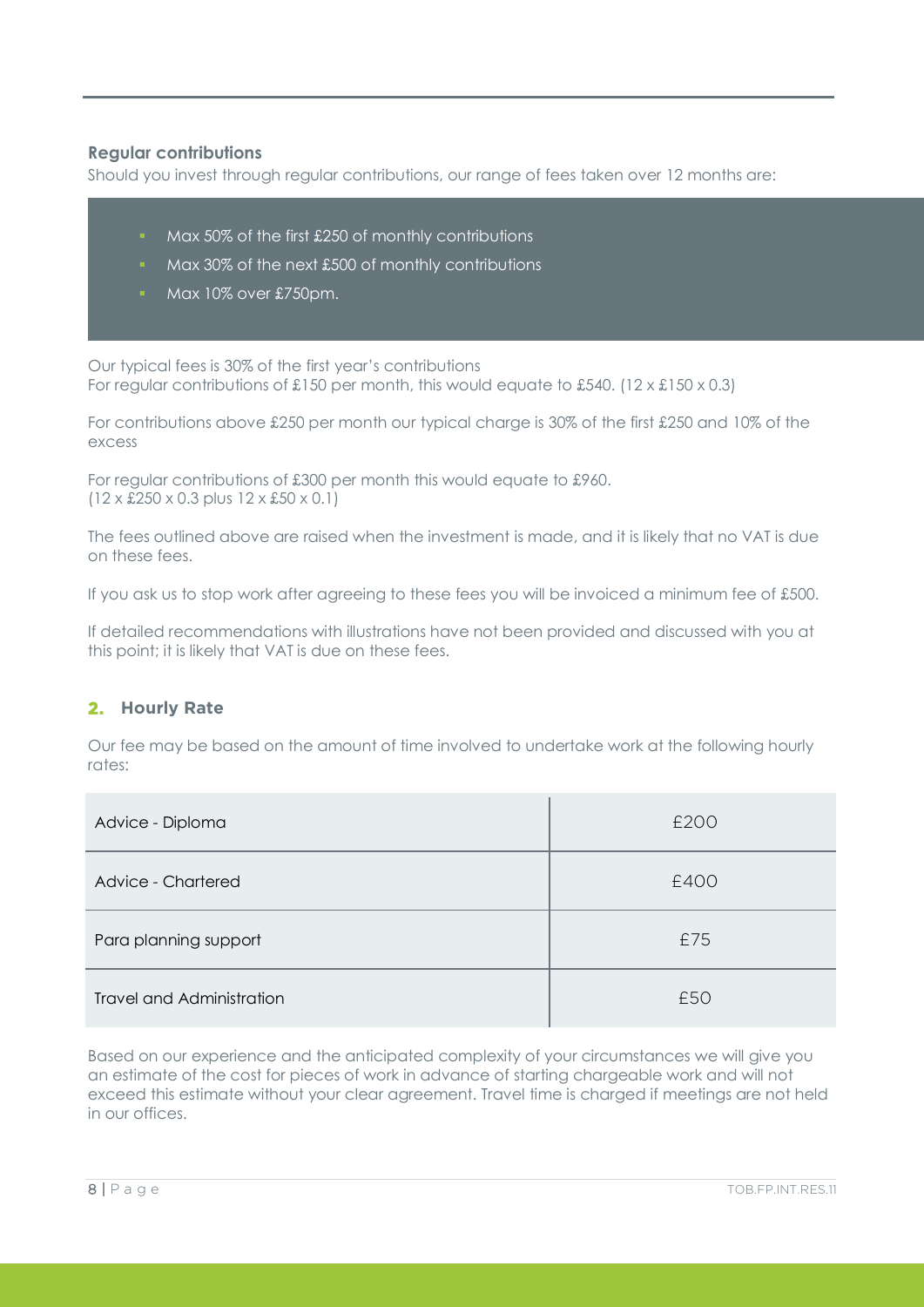### Regular contributions

Should you invest through regular contributions, our range of fees taken over 12 months are:

- Max 50% of the first £250 of monthly contributions
- Max 30% of the next £500 of monthly contributions
- Max 10% over £750pm.

Our typical fees is 30% of the first year's contributions
For regular contributions of £150 per month, this would equate to £540. (12 x £150 x 0.3)

For contributions above £250 per month our typical charge is 30% of the first £250 and 10% of the excess

For regular contributions of £300 per month this would equate to £960.
(12 x £250 x 0.3 plus 12 x £50 x 0.1)

The fees outlined above are raised when the investment is made, and it is likely that no VAT is due on these fees.

If you ask us to stop work after agreeing to these fees you will be invoiced a minimum fee of £500.

If detailed recommendations with illustrations have not been provided and discussed with you at this point; it is likely that VAT is due on these fees.

## 2. Hourly Rate

Our fee may be based on the amount of time involved to undertake work at the following hourly rates:

| | |
|---|---|
| Advice - Diploma | £200 |
| Advice - Chartered | £400 |
| Para planning support | £75 |
| Travel and Administration | £50 |

Based on our experience and the anticipated complexity of your circumstances we will give you an estimate of the cost for pieces of work in advance of starting chargeable work and will not exceed this estimate without your clear agreement. Travel time is charged if meetings are not held in our offices.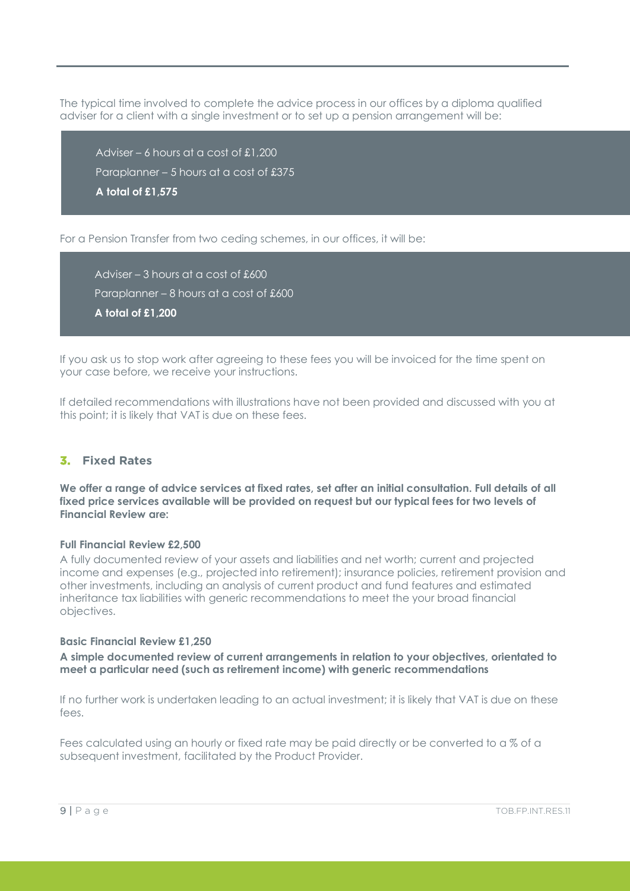The typical time involved to complete the advice process in our offices by a diploma qualified adviser for a client with a single investment or to set up a pension arrangement will be:

Adviser – 6 hours at a cost of £1,200
Paraplanner – 5 hours at a cost of £375
**A total of £1,575**

For a Pension Transfer from two ceding schemes, in our offices, it will be:

Adviser – 3 hours at a cost of £600
Paraplanner – 8 hours at a cost of £600
**A total of £1,200**

If you ask us to stop work after agreeing to these fees you will be invoiced for the time spent on your case before, we receive your instructions.

If detailed recommendations with illustrations have not been provided and discussed with you at this point; it is likely that VAT is due on these fees.

## 3. Fixed Rates

**We offer a range of advice services at fixed rates, set after an initial consultation. Full details of all fixed price services available will be provided on request but our typical fees for two levels of Financial Review are:**

**Full Financial Review £2,500**
A fully documented review of your assets and liabilities and net worth; current and projected income and expenses (e.g., projected into retirement); insurance policies, retirement provision and other investments, including an analysis of current product and fund features and estimated inheritance tax liabilities with generic recommendations to meet the your broad financial objectives.

**Basic Financial Review £1,250**
**A simple documented review of current arrangements in relation to your objectives, orientated to meet a particular need (such as retirement income) with generic recommendations**

If no further work is undertaken leading to an actual investment; it is likely that VAT is due on these fees.

Fees calculated using an hourly or fixed rate may be paid directly or be converted to a % of a subsequent investment, facilitated by the Product Provider.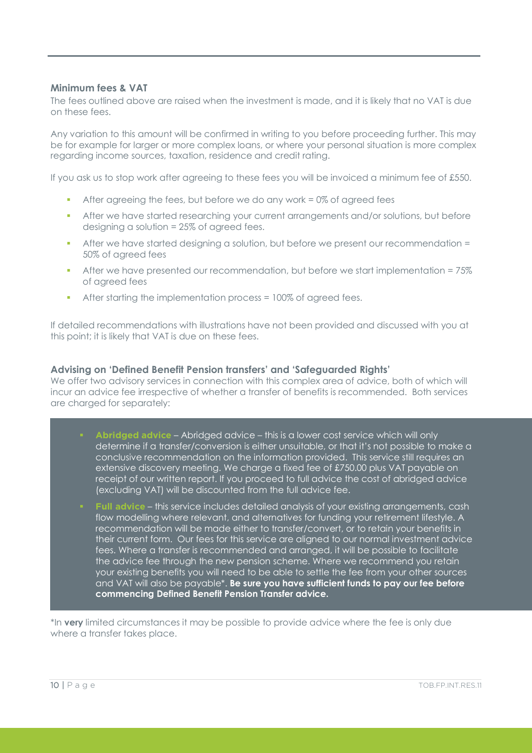### Minimum fees & VAT

The fees outlined above are raised when the investment is made, and it is likely that no VAT is due on these fees.

Any variation to this amount will be confirmed in writing to you before proceeding further. This may be for example for larger or more complex loans, or where your personal situation is more complex regarding income sources, taxation, residence and credit rating.

If you ask us to stop work after agreeing to these fees you will be invoiced a minimum fee of £550.

- After agreeing the fees, but before we do any work = 0% of agreed fees
- After we have started researching your current arrangements and/or solutions, but before designing a solution = 25% of agreed fees.
- After we have started designing a solution, but before we present our recommendation = 50% of agreed fees
- After we have presented our recommendation, but before we start implementation = 75% of agreed fees
- After starting the implementation process = 100% of agreed fees.

If detailed recommendations with illustrations have not been provided and discussed with you at this point; it is likely that VAT is due on these fees.

### Advising on 'Defined Benefit Pension transfers' and 'Safeguarded Rights'

We offer two advisory services in connection with this complex area of advice, both of which will incur an advice fee irrespective of whether a transfer of benefits is recommended. Both services are charged for separately:

- **Abridged advice** – Abridged advice – this is a lower cost service which will only determine if a transfer/conversion is either unsuitable, or that it's not possible to make a conclusive recommendation on the information provided. This service still requires an extensive discovery meeting. We charge a fixed fee of £750.00 plus VAT payable on receipt of our written report. If you proceed to full advice the cost of abridged advice (excluding VAT) will be discounted from the full advice fee.
- **Full advice** – this service includes detailed analysis of your existing arrangements, cash flow modelling where relevant, and alternatives for funding your retirement lifestyle. A recommendation will be made either to transfer/convert, or to retain your benefits in their current form. Our fees for this service are aligned to our normal investment advice fees. Where a transfer is recommended and arranged, it will be possible to facilitate the advice fee through the new pension scheme. Where we recommend you retain your existing benefits you will need to be able to settle the fee from your other sources and VAT will also be payable*. **Be sure you have sufficient funds to pay our fee before commencing Defined Benefit Pension Transfer advice.**

*In **very** limited circumstances it may be possible to provide advice where the fee is only due where a transfer takes place.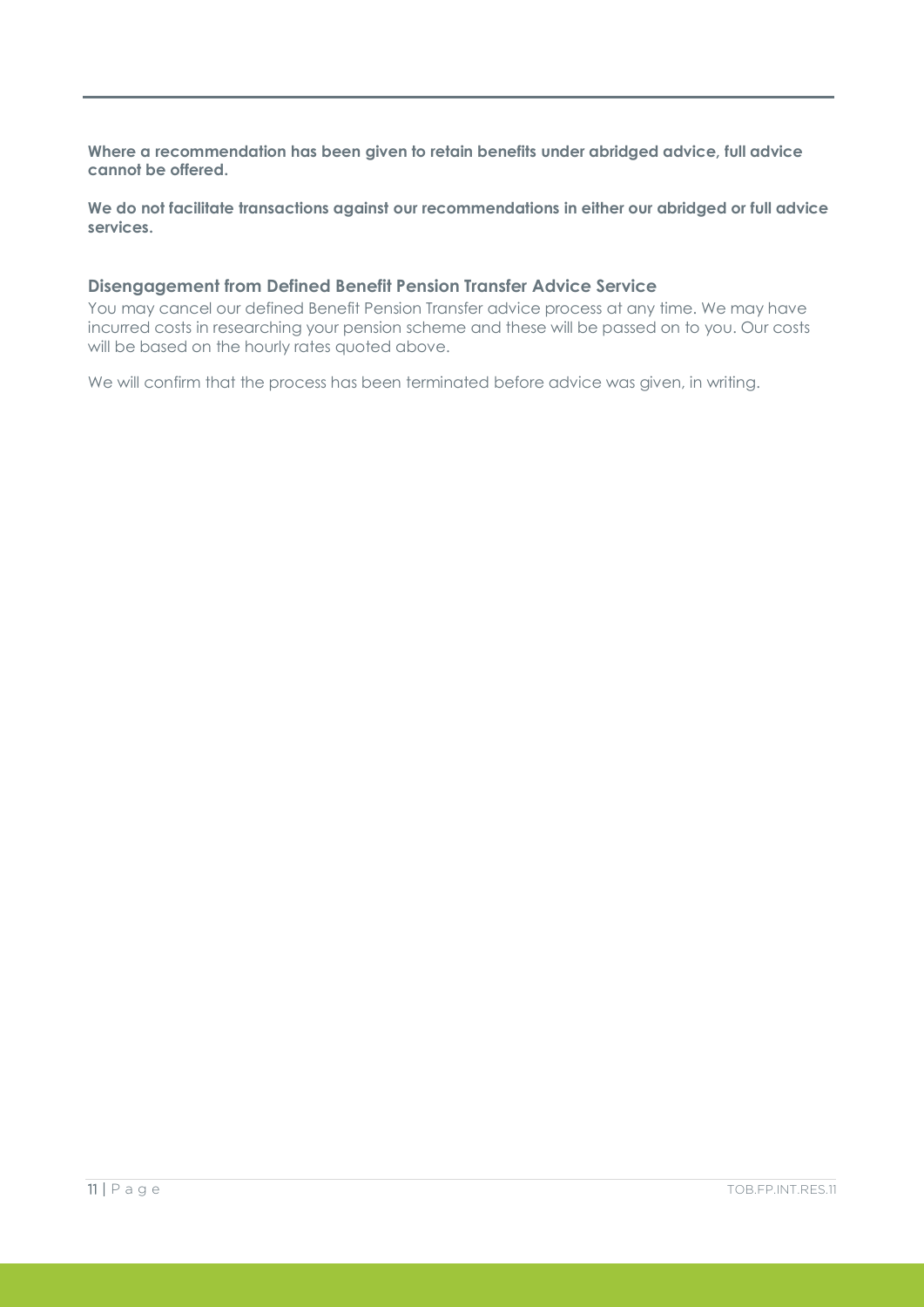**Where a recommendation has been given to retain benefits under abridged advice, full advice cannot be offered.**

**We do not facilitate transactions against our recommendations in either our abridged or full advice services.**

### Disengagement from Defined Benefit Pension Transfer Advice Service

You may cancel our defined Benefit Pension Transfer advice process at any time. We may have incurred costs in researching your pension scheme and these will be passed on to you. Our costs will be based on the hourly rates quoted above.

We will confirm that the process has been terminated before advice was given, in writing.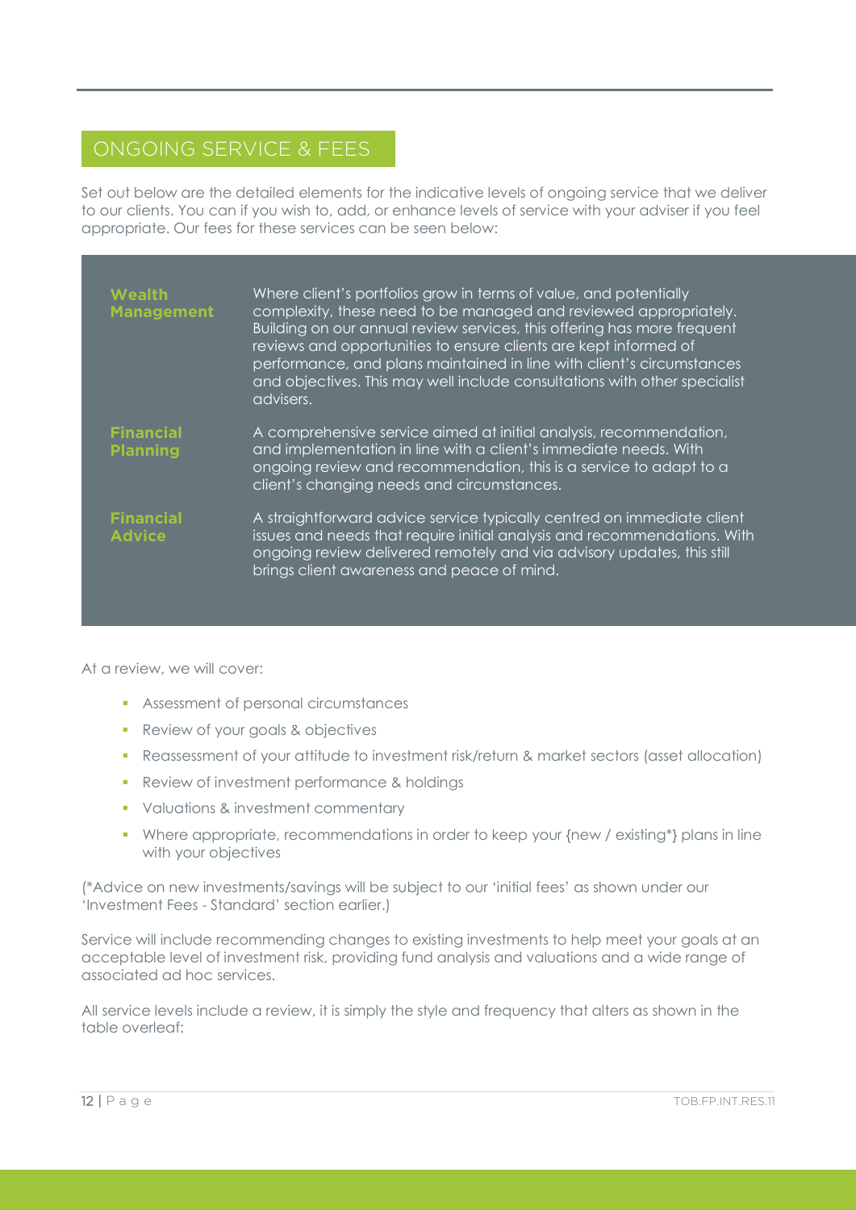## ONGOING SERVICE & FEES

Set out below are the detailed elements for the indicative levels of ongoing service that we deliver to our clients. You can if you wish to, add, or enhance levels of service with your adviser if you feel appropriate. Our fees for these services can be seen below:

| | |
|---|---|
| **Wealth Management** | Where client's portfolios grow in terms of value, and potentially complexity, these need to be managed and reviewed appropriately. Building on our annual review services, this offering has more frequent reviews and opportunities to ensure clients are kept informed of performance, and plans maintained in line with client's circumstances and objectives. This may well include consultations with other specialist advisers. |
| **Financial Planning** | A comprehensive service aimed at initial analysis, recommendation, and implementation in line with a client's immediate needs. With ongoing review and recommendation, this is a service to adapt to a client's changing needs and circumstances. |
| **Financial Advice** | A straightforward advice service typically centred on immediate client issues and needs that require initial analysis and recommendations. With ongoing review delivered remotely and via advisory updates, this still brings client awareness and peace of mind. |

At a review, we will cover:

- Assessment of personal circumstances
- Review of your goals & objectives
- Reassessment of your attitude to investment risk/return & market sectors (asset allocation)
- Review of investment performance & holdings
- Valuations & investment commentary
- Where appropriate, recommendations in order to keep your {new / existing*} plans in line with your objectives

(*Advice on new investments/savings will be subject to our 'initial fees' as shown under our 'Investment Fees - Standard' section earlier.)

Service will include recommending changes to existing investments to help meet your goals at an acceptable level of investment risk, providing fund analysis and valuations and a wide range of associated ad hoc services.

All service levels include a review, it is simply the style and frequency that alters as shown in the table overleaf: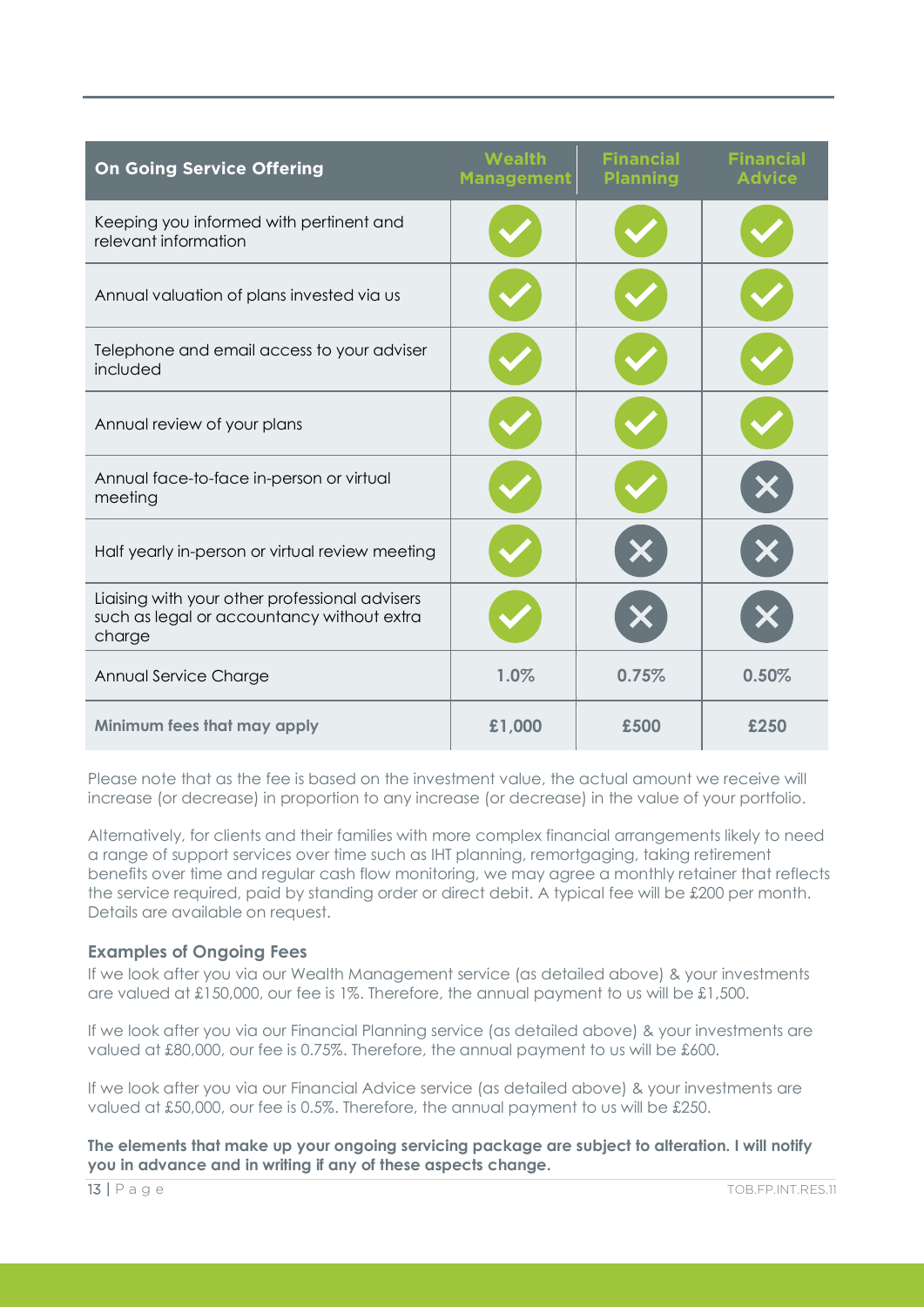| On Going Service Offering | Wealth Management | Financial Planning | Financial Advice |
|---|---|---|---|
| Keeping you informed with pertinent and relevant information | ✓ | ✓ | ✓ |
| Annual valuation of plans invested via us | ✓ | ✓ | ✓ |
| Telephone and email access to your adviser included | ✓ | ✓ | ✓ |
| Annual review of your plans | ✓ | ✓ | ✓ |
| Annual face-to-face in-person or virtual meeting | ✓ | ✓ | ✗ |
| Half yearly in-person or virtual review meeting | ✓ | ✗ | ✗ |
| Liaising with your other professional advisers such as legal or accountancy without extra charge | ✓ | ✗ | ✗ |
| Annual Service Charge | 1.0% | 0.75% | 0.50% |
| **Minimum fees that may apply** | £1,000 | £500 | £250 |

Please note that as the fee is based on the investment value, the actual amount we receive will increase (or decrease) in proportion to any increase (or decrease) in the value of your portfolio.

Alternatively, for clients and their families with more complex financial arrangements likely to need a range of support services over time such as IHT planning, remortgaging, taking retirement benefits over time and regular cash flow monitoring, we may agree a monthly retainer that reflects the service required, paid by standing order or direct debit. A typical fee will be £200 per month. Details are available on request.

### Examples of Ongoing Fees

If we look after you via our Wealth Management service (as detailed above) & your investments are valued at £150,000, our fee is 1%. Therefore, the annual payment to us will be £1,500.

If we look after you via our Financial Planning service (as detailed above) & your investments are valued at £80,000, our fee is 0.75%. Therefore, the annual payment to us will be £600.

If we look after you via our Financial Advice service (as detailed above) & your investments are valued at £50,000, our fee is 0.5%. Therefore, the annual payment to us will be £250.

**The elements that make up your ongoing servicing package are subject to alteration. I will notify you in advance and in writing if any of these aspects change.**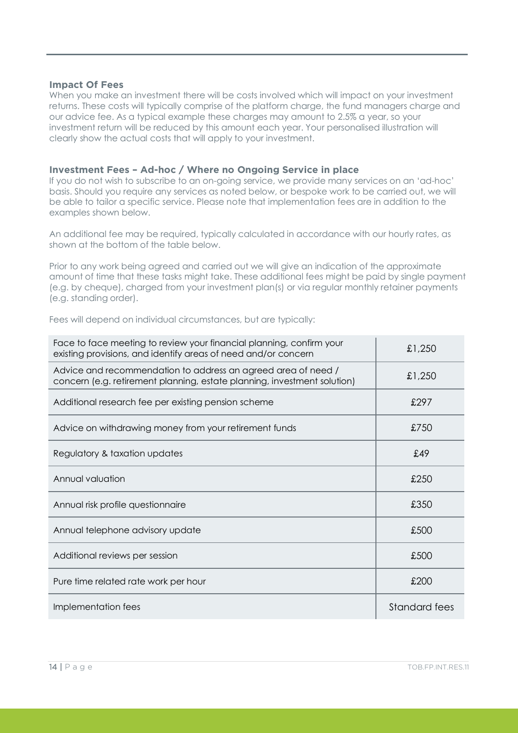### Impact Of Fees

When you make an investment there will be costs involved which will impact on your investment returns. These costs will typically comprise of the platform charge, the fund managers charge and our advice fee. As a typical example these charges may amount to 2.5% a year, so your investment return will be reduced by this amount each year. Your personalised illustration will clearly show the actual costs that will apply to your investment.

### Investment Fees – Ad-hoc / Where no Ongoing Service in place

If you do not wish to subscribe to an on-going service, we provide many services on an 'ad-hoc' basis. Should you require any services as noted below, or bespoke work to be carried out, we will be able to tailor a specific service. Please note that implementation fees are in addition to the examples shown below.

An additional fee may be required, typically calculated in accordance with our hourly rates, as shown at the bottom of the table below.

Prior to any work being agreed and carried out we will give an indication of the approximate amount of time that these tasks might take. These additional fees might be paid by single payment (e.g. by cheque), charged from your investment plan(s) or via regular monthly retainer payments (e.g. standing order).

Fees will depend on individual circumstances, but are typically:

| Service | Fee |
|---|---|
| Face to face meeting to review your financial planning, confirm your existing provisions, and identify areas of need and/or concern | £1,250 |
| Advice and recommendation to address an agreed area of need / concern (e.g. retirement planning, estate planning, investment solution) | £1,250 |
| Additional research fee per existing pension scheme | £297 |
| Advice on withdrawing money from your retirement funds | £750 |
| Regulatory & taxation updates | £49 |
| Annual valuation | £250 |
| Annual risk profile questionnaire | £350 |
| Annual telephone advisory update | £500 |
| Additional reviews per session | £500 |
| Pure time related rate work per hour | £200 |
| Implementation fees | Standard fees |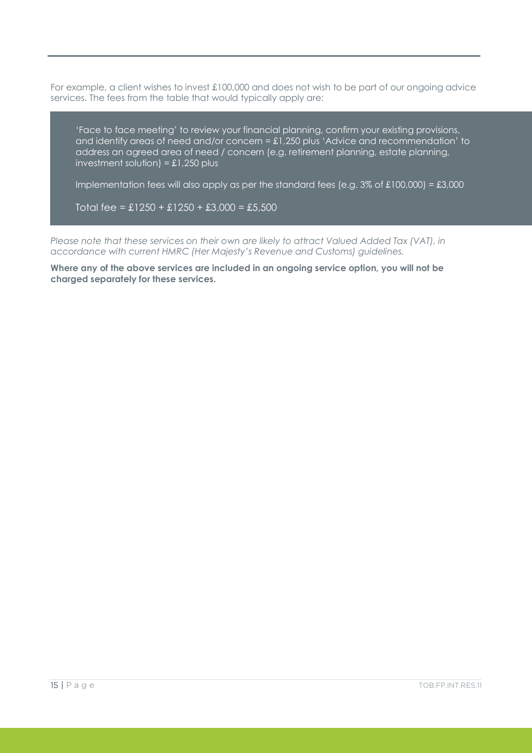For example, a client wishes to invest £100,000 and does not wish to be part of our ongoing advice services. The fees from the table that would typically apply are:

> 'Face to face meeting' to review your financial planning, confirm your existing provisions, and identify areas of need and/or concern = £1,250 plus 'Advice and recommendation' to address an agreed area of need / concern (e.g. retirement planning, estate planning, investment solution) = £1,250 plus
>
> Implementation fees will also apply as per the standard fees (e.g. 3% of £100,000) = £3,000
>
> Total fee = £1250 + £1250 + £3,000 = £5,500

*Please note that these services on their own are likely to attract Valued Added Tax (VAT), in accordance with current HMRC (Her Majesty's Revenue and Customs) guidelines.*

**Where any of the above services are included in an ongoing service option, you will not be charged separately for these services.**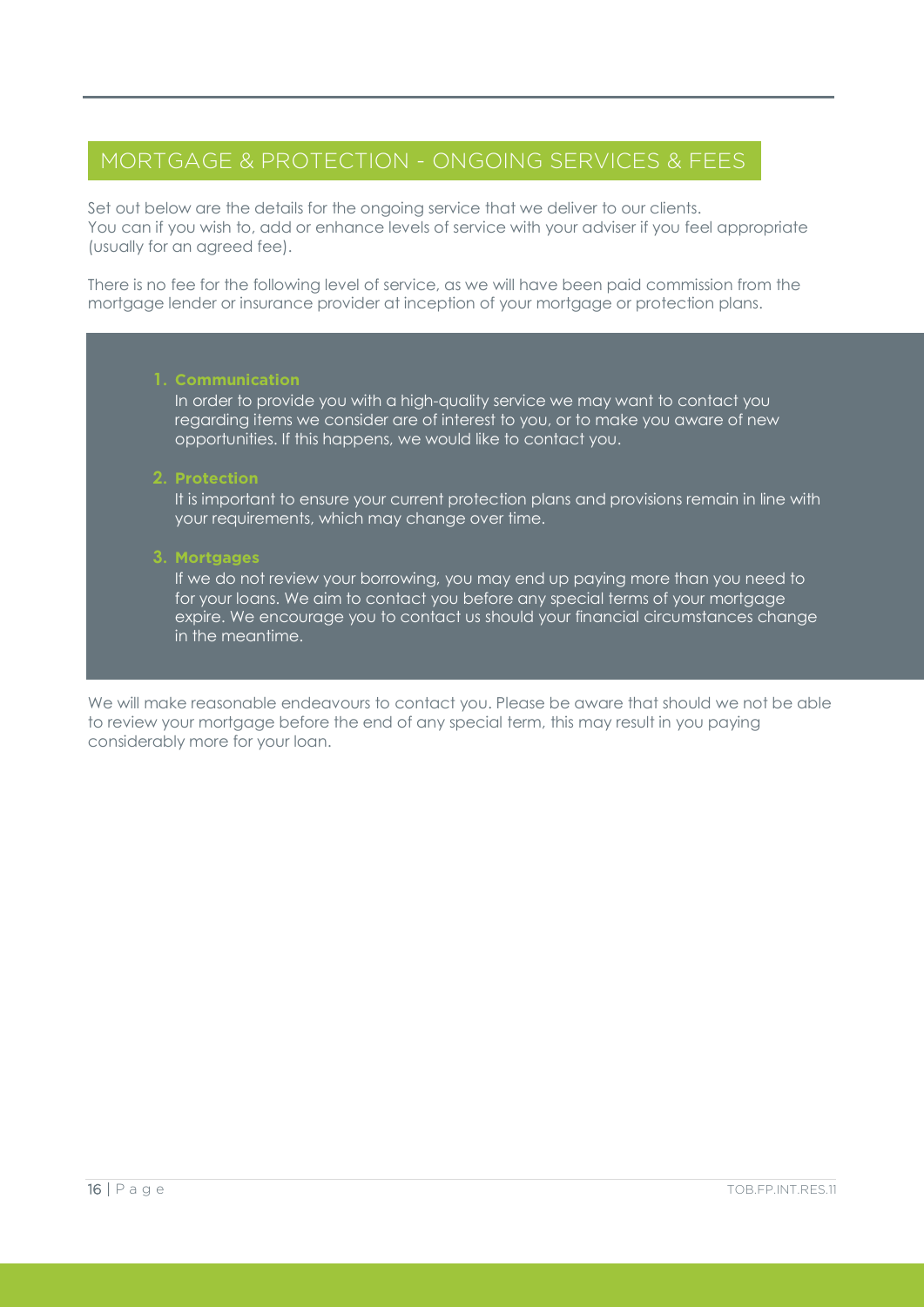## MORTGAGE & PROTECTION - ONGOING SERVICES & FEES

Set out below are the details for the ongoing service that we deliver to our clients.
You can if you wish to, add or enhance levels of service with your adviser if you feel appropriate (usually for an agreed fee).

There is no fee for the following level of service, as we will have been paid commission from the mortgage lender or insurance provider at inception of your mortgage or protection plans.

1. **Communication**
   In order to provide you with a high-quality service we may want to contact you regarding items we consider are of interest to you, or to make you aware of new opportunities. If this happens, we would like to contact you.

2. **Protection**
   It is important to ensure your current protection plans and provisions remain in line with your requirements, which may change over time.

3. **Mortgages**
   If we do not review your borrowing, you may end up paying more than you need to for your loans. We aim to contact you before any special terms of your mortgage expire. We encourage you to contact us should your financial circumstances change in the meantime.

We will make reasonable endeavours to contact you. Please be aware that should we not be able to review your mortgage before the end of any special term, this may result in you paying considerably more for your loan.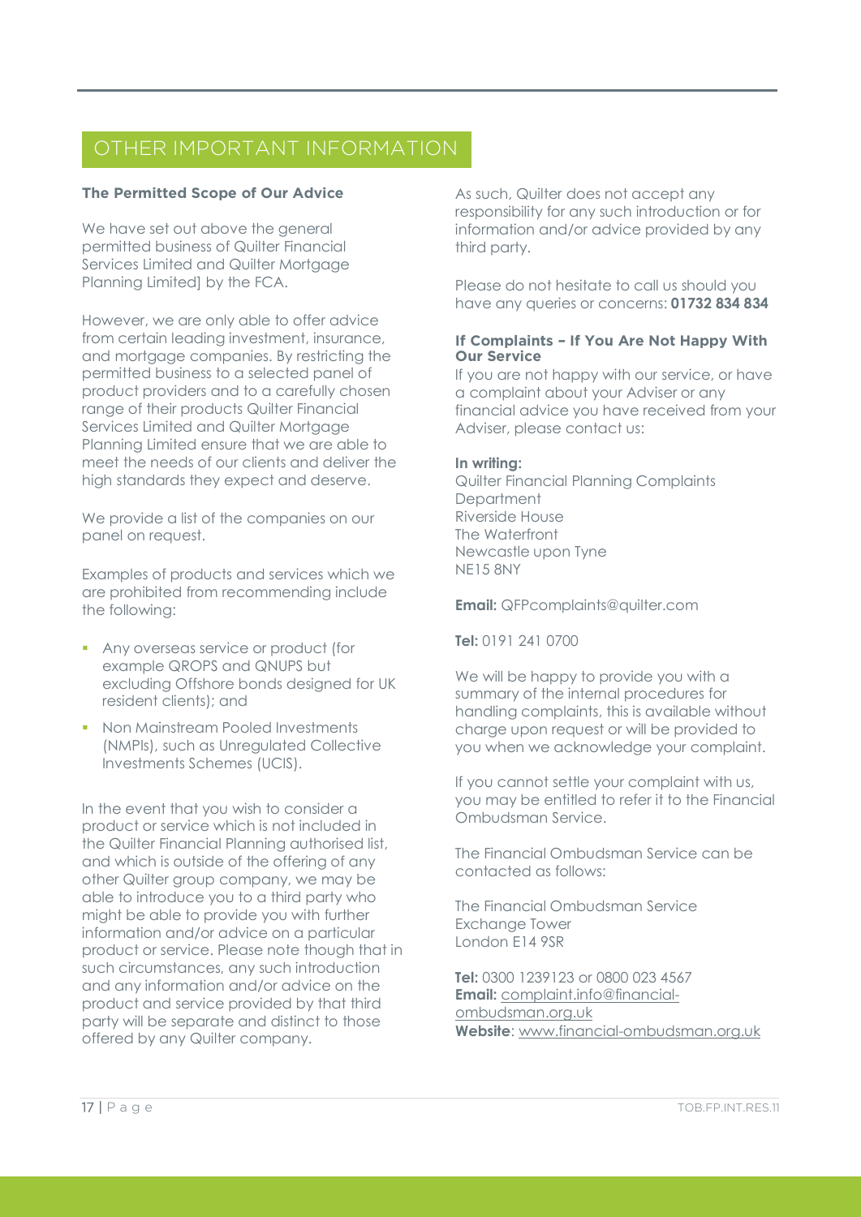## OTHER IMPORTANT INFORMATION

**The Permitted Scope of Our Advice**

We have set out above the general permitted business of Quilter Financial Services Limited and Quilter Mortgage Planning Limited] by the FCA.

However, we are only able to offer advice from certain leading investment, insurance, and mortgage companies. By restricting the permitted business to a selected panel of product providers and to a carefully chosen range of their products Quilter Financial Services Limited and Quilter Mortgage Planning Limited ensure that we are able to meet the needs of our clients and deliver the high standards they expect and deserve.

We provide a list of the companies on our panel on request.

Examples of products and services which we are prohibited from recommending include the following:

- Any overseas service or product (for example QROPS and QNUPS but excluding Offshore bonds designed for UK resident clients); and
- Non Mainstream Pooled Investments (NMPIs), such as Unregulated Collective Investments Schemes (UCIS).

In the event that you wish to consider a product or service which is not included in the Quilter Financial Planning authorised list, and which is outside of the offering of any other Quilter group company, we may be able to introduce you to a third party who might be able to provide you with further information and/or advice on a particular product or service. Please note though that in such circumstances, any such introduction and any information and/or advice on the product and service provided by that third party will be separate and distinct to those offered by any Quilter company.

As such, Quilter does not accept any responsibility for any such introduction or for information and/or advice provided by any third party.

Please do not hesitate to call us should you have any queries or concerns: **01732 834 834**

**If Complaints – If You Are Not Happy With Our Service**

If you are not happy with our service, or have a complaint about your Adviser or any financial advice you have received from your Adviser, please contact us:

**In writing:**
Quilter Financial Planning Complaints Department
Riverside House
The Waterfront
Newcastle upon Tyne
NE15 8NY

**Email:** QFPcomplaints@quilter.com

**Tel:** 0191 241 0700

We will be happy to provide you with a summary of the internal procedures for handling complaints, this is available without charge upon request or will be provided to you when we acknowledge your complaint.

If you cannot settle your complaint with us, you may be entitled to refer it to the Financial Ombudsman Service.

The Financial Ombudsman Service can be contacted as follows:

The Financial Ombudsman Service
Exchange Tower
London E14 9SR

**Tel:** 0300 1239123 or 0800 023 4567
**Email:** complaint.info@financial-ombudsman.org.uk
**Website**: www.financial-ombudsman.org.uk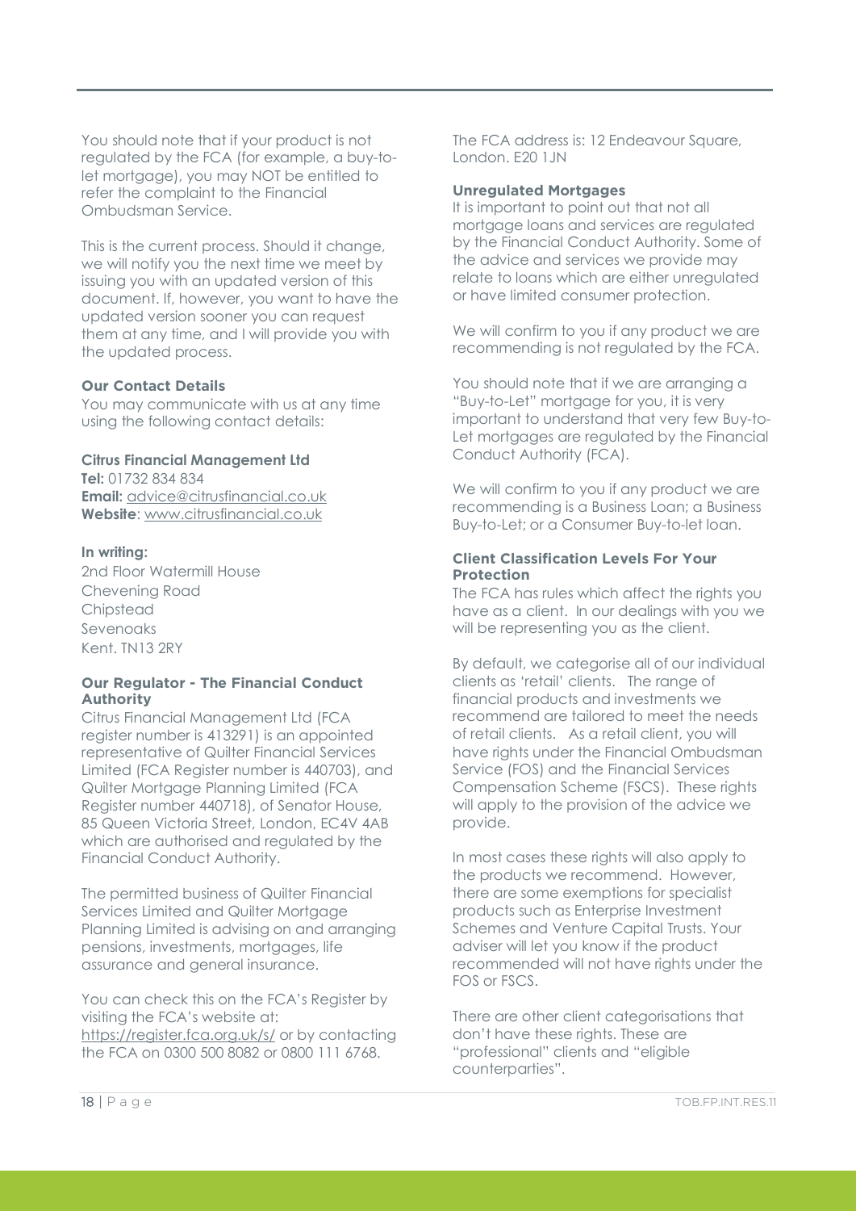You should note that if your product is not regulated by the FCA (for example, a buy-to-let mortgage), you may NOT be entitled to refer the complaint to the Financial Ombudsman Service.

This is the current process. Should it change, we will notify you the next time we meet by issuing you with an updated version of this document. If, however, you want to have the updated version sooner you can request them at any time, and I will provide you with the updated process.

### Our Contact Details

You may communicate with us at any time using the following contact details:

**Citrus Financial Management Ltd**
**Tel:** 01732 834 834
**Email:** advice@citrusfinancial.co.uk
**Website**: www.citrusfinancial.co.uk

**In writing:**
2nd Floor Watermill House
Chevening Road
Chipstead
Sevenoaks
Kent. TN13 2RY

### Our Regulator - The Financial Conduct Authority

Citrus Financial Management Ltd (FCA register number is 413291) is an appointed representative of Quilter Financial Services Limited (FCA Register number is 440703), and Quilter Mortgage Planning Limited (FCA Register number 440718), of Senator House, 85 Queen Victoria Street, London, EC4V 4AB which are authorised and regulated by the Financial Conduct Authority.

The permitted business of Quilter Financial Services Limited and Quilter Mortgage Planning Limited is advising on and arranging pensions, investments, mortgages, life assurance and general insurance.

You can check this on the FCA's Register by visiting the FCA's website at: https://register.fca.org.uk/s/ or by contacting the FCA on 0300 500 8082 or 0800 111 6768.

The FCA address is: 12 Endeavour Square, London. E20 1JN

### Unregulated Mortgages

It is important to point out that not all mortgage loans and services are regulated by the Financial Conduct Authority. Some of the advice and services we provide may relate to loans which are either unregulated or have limited consumer protection.

We will confirm to you if any product we are recommending is not regulated by the FCA.

You should note that if we are arranging a "Buy-to-Let" mortgage for you, it is very important to understand that very few Buy-to-Let mortgages are regulated by the Financial Conduct Authority (FCA).

We will confirm to you if any product we are recommending is a Business Loan; a Business Buy-to-Let; or a Consumer Buy-to-let loan.

### Client Classification Levels For Your Protection

The FCA has rules which affect the rights you have as a client. In our dealings with you we will be representing you as the client.

By default, we categorise all of our individual clients as 'retail' clients. The range of financial products and investments we recommend are tailored to meet the needs of retail clients. As a retail client, you will have rights under the Financial Ombudsman Service (FOS) and the Financial Services Compensation Scheme (FSCS). These rights will apply to the provision of the advice we provide.

In most cases these rights will also apply to the products we recommend. However, there are some exemptions for specialist products such as Enterprise Investment Schemes and Venture Capital Trusts. Your adviser will let you know if the product recommended will not have rights under the FOS or FSCS.

There are other client categorisations that don't have these rights. These are "professional" clients and "eligible counterparties".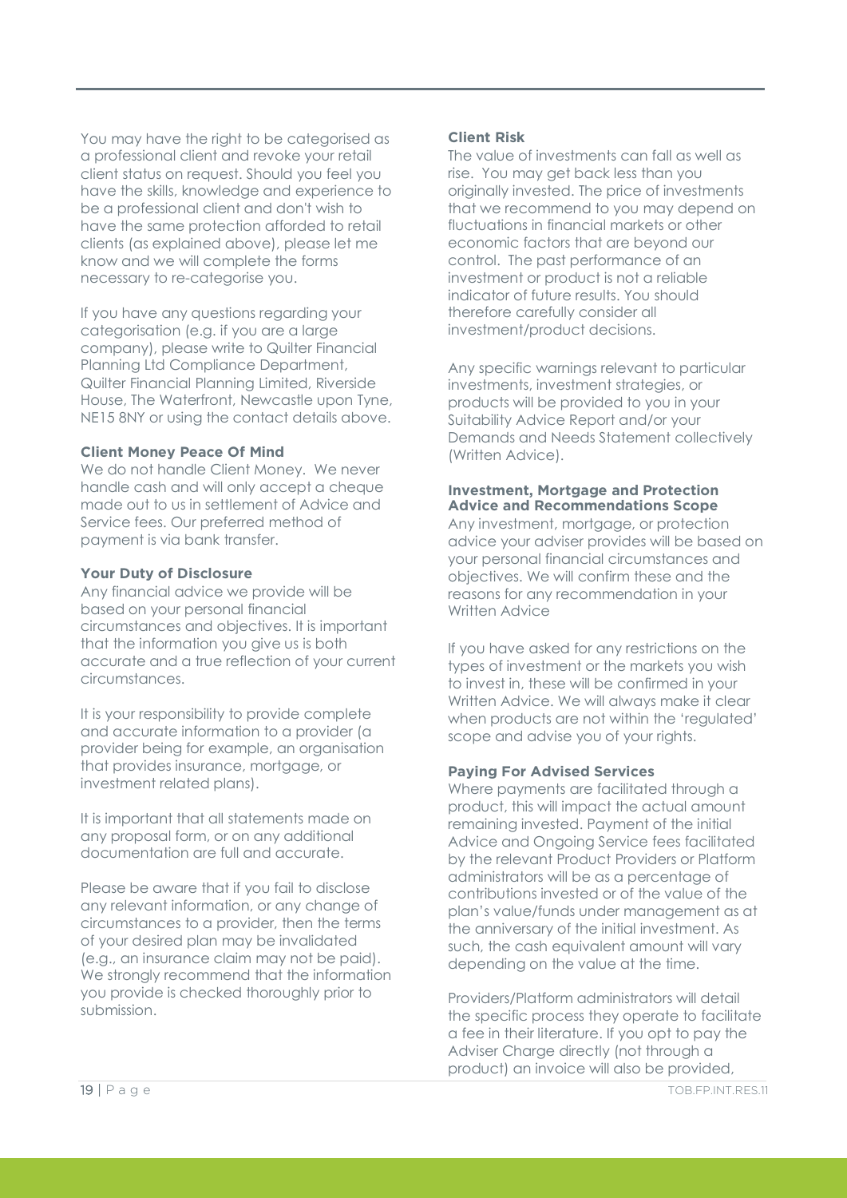You may have the right to be categorised as a professional client and revoke your retail client status on request. Should you feel you have the skills, knowledge and experience to be a professional client and don't wish to have the same protection afforded to retail clients (as explained above), please let me know and we will complete the forms necessary to re-categorise you.

If you have any questions regarding your categorisation (e.g. if you are a large company), please write to Quilter Financial Planning Ltd Compliance Department, Quilter Financial Planning Limited, Riverside House, The Waterfront, Newcastle upon Tyne, NE15 8NY or using the contact details above.

**Client Money Peace Of Mind**

We do not handle Client Money. We never handle cash and will only accept a cheque made out to us in settlement of Advice and Service fees. Our preferred method of payment is via bank transfer.

**Your Duty of Disclosure**

Any financial advice we provide will be based on your personal financial circumstances and objectives. It is important that the information you give us is both accurate and a true reflection of your current circumstances.

It is your responsibility to provide complete and accurate information to a provider (a provider being for example, an organisation that provides insurance, mortgage, or investment related plans).

It is important that all statements made on any proposal form, or on any additional documentation are full and accurate.

Please be aware that if you fail to disclose any relevant information, or any change of circumstances to a provider, then the terms of your desired plan may be invalidated (e.g., an insurance claim may not be paid). We strongly recommend that the information you provide is checked thoroughly prior to submission.

**Client Risk**

The value of investments can fall as well as rise. You may get back less than you originally invested. The price of investments that we recommend to you may depend on fluctuations in financial markets or other economic factors that are beyond our control. The past performance of an investment or product is not a reliable indicator of future results. You should therefore carefully consider all investment/product decisions.

Any specific warnings relevant to particular investments, investment strategies, or products will be provided to you in your Suitability Advice Report and/or your Demands and Needs Statement collectively (Written Advice).

**Investment, Mortgage and Protection Advice and Recommendations Scope**

Any investment, mortgage, or protection advice your adviser provides will be based on your personal financial circumstances and objectives. We will confirm these and the reasons for any recommendation in your Written Advice

If you have asked for any restrictions on the types of investment or the markets you wish to invest in, these will be confirmed in your Written Advice. We will always make it clear when products are not within the 'regulated' scope and advise you of your rights.

**Paying For Advised Services**

Where payments are facilitated through a product, this will impact the actual amount remaining invested. Payment of the initial Advice and Ongoing Service fees facilitated by the relevant Product Providers or Platform administrators will be as a percentage of contributions invested or of the value of the plan's value/funds under management as at the anniversary of the initial investment. As such, the cash equivalent amount will vary depending on the value at the time.

Providers/Platform administrators will detail the specific process they operate to facilitate a fee in their literature. If you opt to pay the Adviser Charge directly (not through a product) an invoice will also be provided,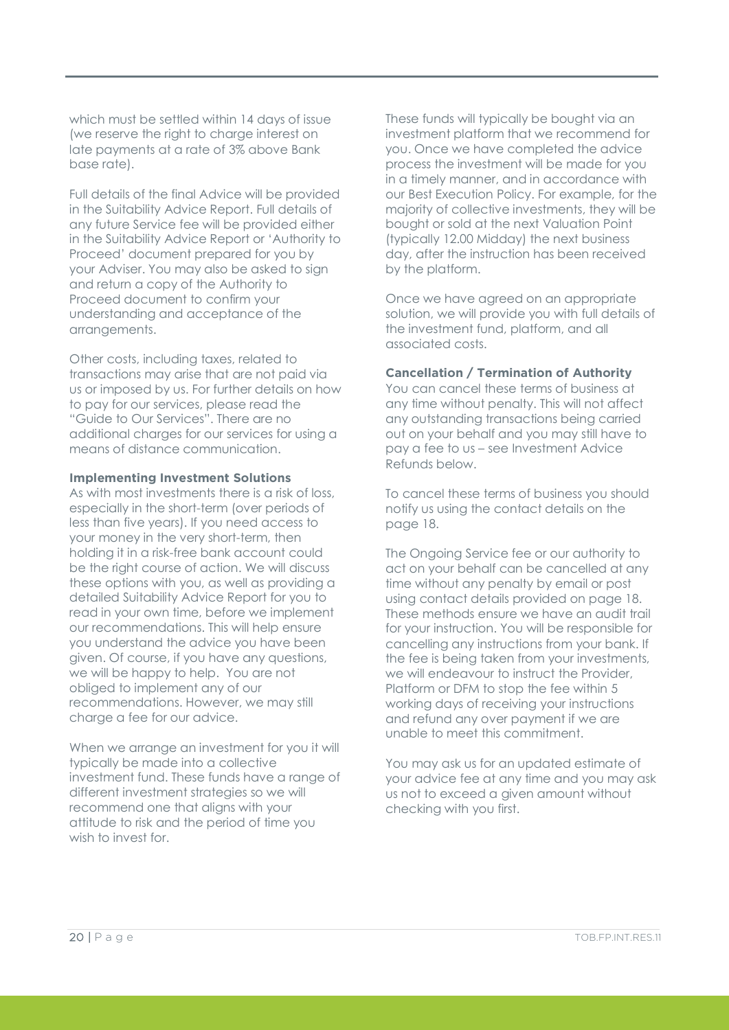which must be settled within 14 days of issue (we reserve the right to charge interest on late payments at a rate of 3% above Bank base rate).

Full details of the final Advice will be provided in the Suitability Advice Report. Full details of any future Service fee will be provided either in the Suitability Advice Report or 'Authority to Proceed' document prepared for you by your Adviser. You may also be asked to sign and return a copy of the Authority to Proceed document to confirm your understanding and acceptance of the arrangements.

Other costs, including taxes, related to transactions may arise that are not paid via us or imposed by us. For further details on how to pay for our services, please read the "Guide to Our Services". There are no additional charges for our services for using a means of distance communication.

**Implementing Investment Solutions**

As with most investments there is a risk of loss, especially in the short-term (over periods of less than five years). If you need access to your money in the very short-term, then holding it in a risk-free bank account could be the right course of action. We will discuss these options with you, as well as providing a detailed Suitability Advice Report for you to read in your own time, before we implement our recommendations. This will help ensure you understand the advice you have been given. Of course, if you have any questions, we will be happy to help. You are not obliged to implement any of our recommendations. However, we may still charge a fee for our advice.

When we arrange an investment for you it will typically be made into a collective investment fund. These funds have a range of different investment strategies so we will recommend one that aligns with your attitude to risk and the period of time you wish to invest for.

These funds will typically be bought via an investment platform that we recommend for you. Once we have completed the advice process the investment will be made for you in a timely manner, and in accordance with our Best Execution Policy. For example, for the majority of collective investments, they will be bought or sold at the next Valuation Point (typically 12.00 Midday) the next business day, after the instruction has been received by the platform.

Once we have agreed on an appropriate solution, we will provide you with full details of the investment fund, platform, and all associated costs.

**Cancellation / Termination of Authority**

You can cancel these terms of business at any time without penalty. This will not affect any outstanding transactions being carried out on your behalf and you may still have to pay a fee to us – see Investment Advice Refunds below.

To cancel these terms of business you should notify us using the contact details on the page 18.

The Ongoing Service fee or our authority to act on your behalf can be cancelled at any time without any penalty by email or post using contact details provided on page 18. These methods ensure we have an audit trail for your instruction. You will be responsible for cancelling any instructions from your bank. If the fee is being taken from your investments, we will endeavour to instruct the Provider, Platform or DFM to stop the fee within 5 working days of receiving your instructions and refund any over payment if we are unable to meet this commitment.

You may ask us for an updated estimate of your advice fee at any time and you may ask us not to exceed a given amount without checking with you first.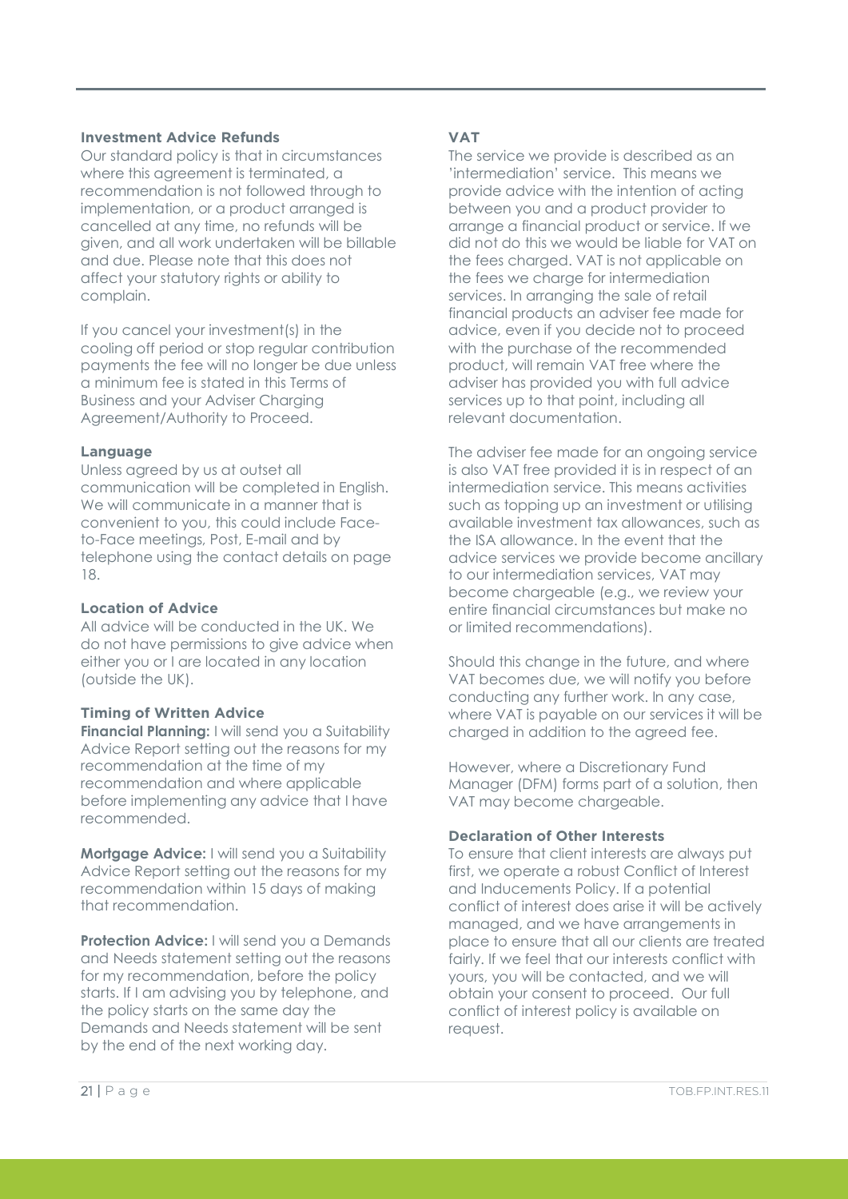### Investment Advice Refunds

Our standard policy is that in circumstances where this agreement is terminated, a recommendation is not followed through to implementation, or a product arranged is cancelled at any time, no refunds will be given, and all work undertaken will be billable and due. Please note that this does not affect your statutory rights or ability to complain.

If you cancel your investment(s) in the cooling off period or stop regular contribution payments the fee will no longer be due unless a minimum fee is stated in this Terms of Business and your Adviser Charging Agreement/Authority to Proceed.

### Language

Unless agreed by us at outset all communication will be completed in English. We will communicate in a manner that is convenient to you, this could include Face-to-Face meetings, Post, E-mail and by telephone using the contact details on page 18.

### Location of Advice

All advice will be conducted in the UK. We do not have permissions to give advice when either you or I are located in any location (outside the UK).

### Timing of Written Advice

**Financial Planning:** I will send you a Suitability Advice Report setting out the reasons for my recommendation at the time of my recommendation and where applicable before implementing any advice that I have recommended.

**Mortgage Advice:** I will send you a Suitability Advice Report setting out the reasons for my recommendation within 15 days of making that recommendation.

**Protection Advice:** I will send you a Demands and Needs statement setting out the reasons for my recommendation, before the policy starts. If I am advising you by telephone, and the policy starts on the same day the Demands and Needs statement will be sent by the end of the next working day.

### VAT

The service we provide is described as an 'intermediation' service. This means we provide advice with the intention of acting between you and a product provider to arrange a financial product or service. If we did not do this we would be liable for VAT on the fees charged. VAT is not applicable on the fees we charge for intermediation services. In arranging the sale of retail financial products an adviser fee made for advice, even if you decide not to proceed with the purchase of the recommended product, will remain VAT free where the adviser has provided you with full advice services up to that point, including all relevant documentation.

The adviser fee made for an ongoing service is also VAT free provided it is in respect of an intermediation service. This means activities such as topping up an investment or utilising available investment tax allowances, such as the ISA allowance. In the event that the advice services we provide become ancillary to our intermediation services, VAT may become chargeable (e.g., we review your entire financial circumstances but make no or limited recommendations).

Should this change in the future, and where VAT becomes due, we will notify you before conducting any further work. In any case, where VAT is payable on our services it will be charged in addition to the agreed fee.

However, where a Discretionary Fund Manager (DFM) forms part of a solution, then VAT may become chargeable.

### Declaration of Other Interests

To ensure that client interests are always put first, we operate a robust Conflict of Interest and Inducements Policy. If a potential conflict of interest does arise it will be actively managed, and we have arrangements in place to ensure that all our clients are treated fairly. If we feel that our interests conflict with yours, you will be contacted, and we will obtain your consent to proceed. Our full conflict of interest policy is available on request.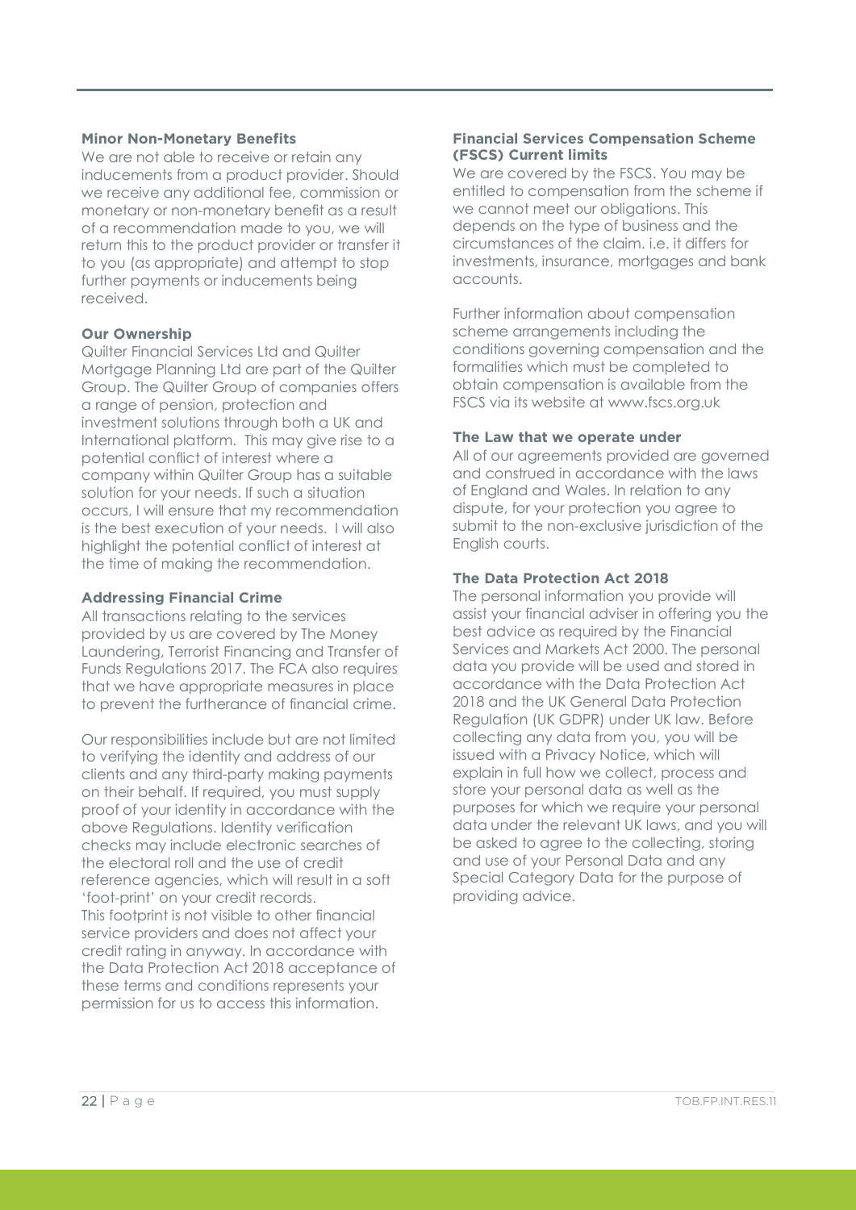### Minor Non-Monetary Benefits

We are not able to receive or retain any inducements from a product provider. Should we receive any additional fee, commission or monetary or non-monetary benefit as a result of a recommendation made to you, we will return this to the product provider or transfer it to you (as appropriate) and attempt to stop further payments or inducements being received.

### Our Ownership

Quilter Financial Services Ltd and Quilter Mortgage Planning Ltd are part of the Quilter Group. The Quilter Group of companies offers a range of pension, protection and investment solutions through both a UK and International platform. This may give rise to a potential conflict of interest where a company within Quilter Group has a suitable solution for your needs. If such a situation occurs, I will ensure that my recommendation is the best execution of your needs. I will also highlight the potential conflict of interest at the time of making the recommendation.

### Addressing Financial Crime

All transactions relating to the services provided by us are covered by The Money Laundering, Terrorist Financing and Transfer of Funds Regulations 2017. The FCA also requires that we have appropriate measures in place to prevent the furtherance of financial crime.

Our responsibilities include but are not limited to verifying the identity and address of our clients and any third-party making payments on their behalf. If required, you must supply proof of your identity in accordance with the above Regulations. Identity verification checks may include electronic searches of the electoral roll and the use of credit reference agencies, which will result in a soft 'foot-print' on your credit records. This footprint is not visible to other financial service providers and does not affect your credit rating in anyway. In accordance with the Data Protection Act 2018 acceptance of these terms and conditions represents your permission for us to access this information.

### Financial Services Compensation Scheme (FSCS) Current limits

We are covered by the FSCS. You may be entitled to compensation from the scheme if we cannot meet our obligations. This depends on the type of business and the circumstances of the claim. i.e. it differs for investments, insurance, mortgages and bank accounts.

Further information about compensation scheme arrangements including the conditions governing compensation and the formalities which must be completed to obtain compensation is available from the FSCS via its website at www.fscs.org.uk

### The Law that we operate under

All of our agreements provided are governed and construed in accordance with the laws of England and Wales. In relation to any dispute, for your protection you agree to submit to the non-exclusive jurisdiction of the English courts.

### The Data Protection Act 2018

The personal information you provide will assist your financial adviser in offering you the best advice as required by the Financial Services and Markets Act 2000. The personal data you provide will be used and stored in accordance with the Data Protection Act 2018 and the UK General Data Protection Regulation (UK GDPR) under UK law. Before collecting any data from you, you will be issued with a Privacy Notice, which will explain in full how we collect, process and store your personal data as well as the purposes for which we require your personal data under the relevant UK laws, and you will be asked to agree to the collecting, storing and use of your Personal Data and any Special Category Data for the purpose of providing advice.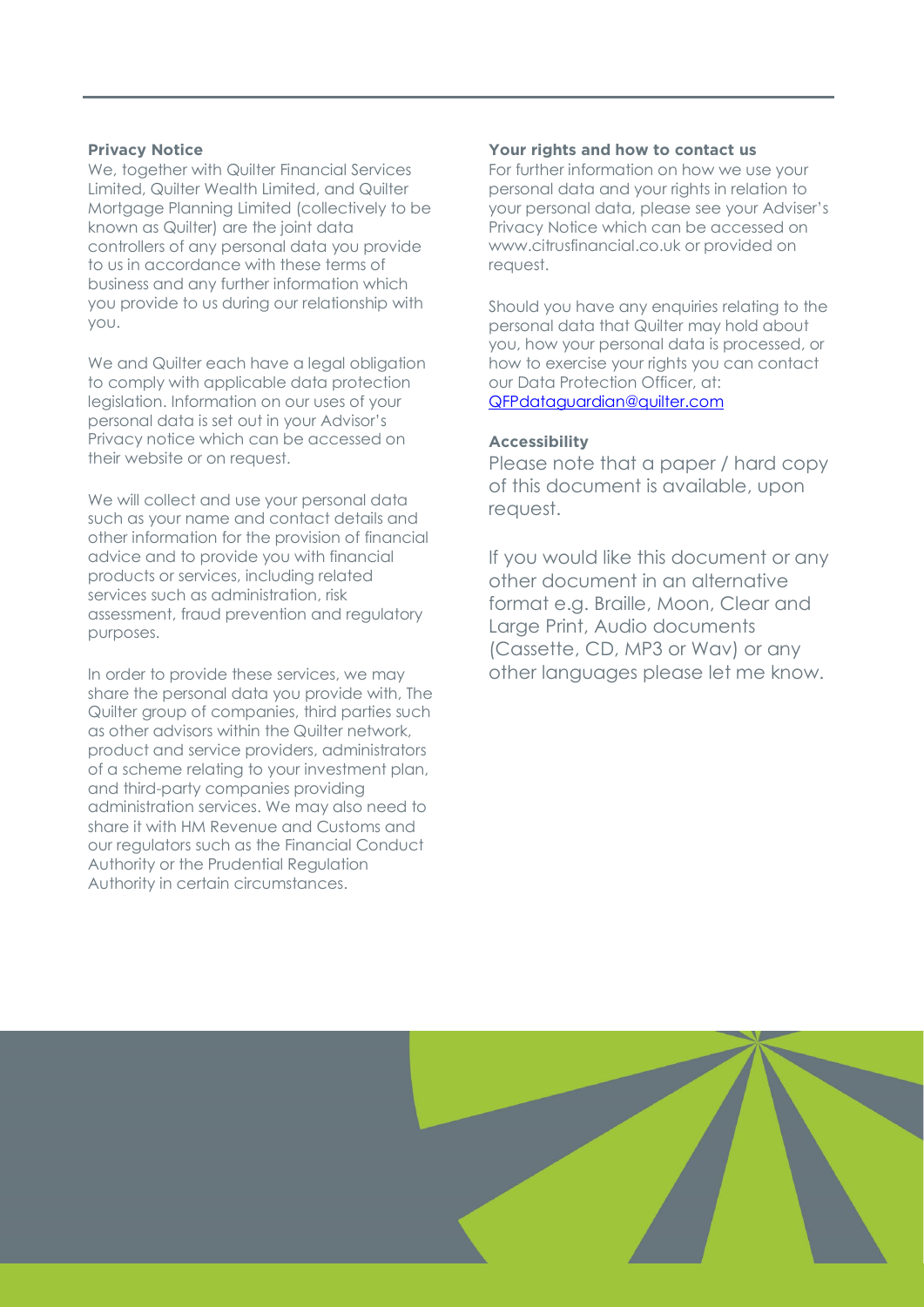## Privacy Notice

We, together with Quilter Financial Services Limited, Quilter Wealth Limited, and Quilter Mortgage Planning Limited (collectively to be known as Quilter) are the joint data controllers of any personal data you provide to us in accordance with these terms of business and any further information which you provide to us during our relationship with you.

We and Quilter each have a legal obligation to comply with applicable data protection legislation. Information on our uses of your personal data is set out in your Advisor's Privacy notice which can be accessed on their website or on request.

We will collect and use your personal data such as your name and contact details and other information for the provision of financial advice and to provide you with financial products or services, including related services such as administration, risk assessment, fraud prevention and regulatory purposes.

In order to provide these services, we may share the personal data you provide with, The Quilter group of companies, third parties such as other advisors within the Quilter network, product and service providers, administrators of a scheme relating to your investment plan, and third-party companies providing administration services. We may also need to share it with HM Revenue and Customs and our regulators such as the Financial Conduct Authority or the Prudential Regulation Authority in certain circumstances.

## Your rights and how to contact us

For further information on how we use your personal data and your rights in relation to your personal data, please see your Adviser's Privacy Notice which can be accessed on www.citrusfinancial.co.uk or provided on request.

Should you have any enquiries relating to the personal data that Quilter may hold about you, how your personal data is processed, or how to exercise your rights you can contact our Data Protection Officer, at: QFPdataguardian@quilter.com

## Accessibility

Please note that a paper / hard copy of this document is available, upon request.

If you would like this document or any other document in an alternative format e.g. Braille, Moon, Clear and Large Print, Audio documents (Cassette, CD, MP3 or Wav) or any other languages please let me know.